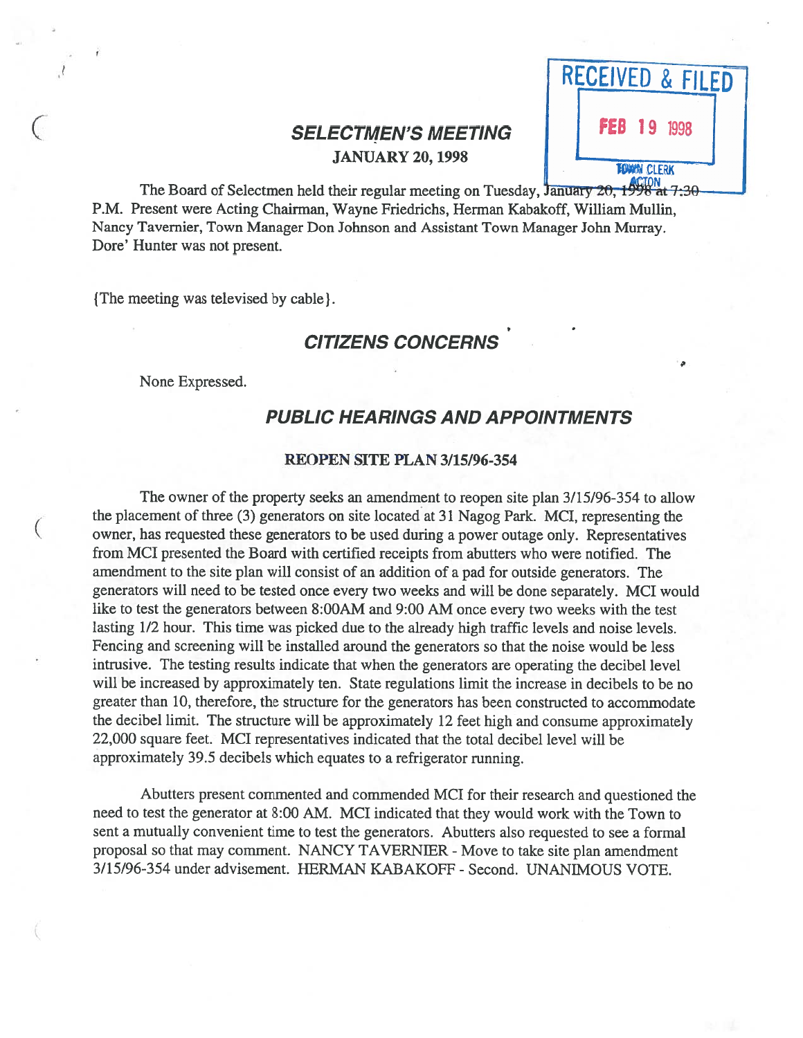RECEIVED & FILED

FEB 19 1998

TOWN CLERK
ACTON

## SELECTMEN'S MEETING

**JANUARY 20, 1998**

The Board of Selectmen held their regular meeting on Tuesday, January 20, 1998 at 7:30 P.M. Present were Acting Chairman, Wayne Friedrichs, Herman Kabakoff, William Mullin, Nancy Tavernier, Town Manager Don Johnson and Assistant Town Manager John Murray. Dore' Hunter was not present.

{The meeting was televised by cable}.

## CITIZENS CONCERNS

None Expressed.

## PUBLIC HEARINGS AND APPOINTMENTS

### REOPEN SITE PLAN 3/15/96-354

The owner of the property seeks an amendment to reopen site plan 3/15/96-354 to allow the placement of three (3) generators on site located at 31 Nagog Park. MCI, representing the owner, has requested these generators to be used during a power outage only. Representatives from MCI presented the Board with certified receipts from abutters who were notified. The amendment to the site plan will consist of an addition of a pad for outside generators. The generators will need to be tested once every two weeks and will be done separately. MCI would like to test the generators between 8:00AM and 9:00 AM once every two weeks with the test lasting 1/2 hour. This time was picked due to the already high traffic levels and noise levels. Fencing and screening will be installed around the generators so that the noise would be less intrusive. The testing results indicate that when the generators are operating the decibel level will be increased by approximately ten. State regulations limit the increase in decibels to be no greater than 10, therefore, the structure for the generators has been constructed to accommodate the decibel limit. The structure will be approximately 12 feet high and consume approximately 22,000 square feet. MCI representatives indicated that the total decibel level will be approximately 39.5 decibels which equates to a refrigerator running.

Abutters present commented and commended MCI for their research and questioned the need to test the generator at 8:00 AM. MCI indicated that they would work with the Town to sent a mutually convenient time to test the generators. Abutters also requested to see a formal proposal so that may comment. NANCY TAVERNIER - Move to take site plan amendment 3/15/96-354 under advisement. HERMAN KABAKOFF - Second. UNANIMOUS VOTE.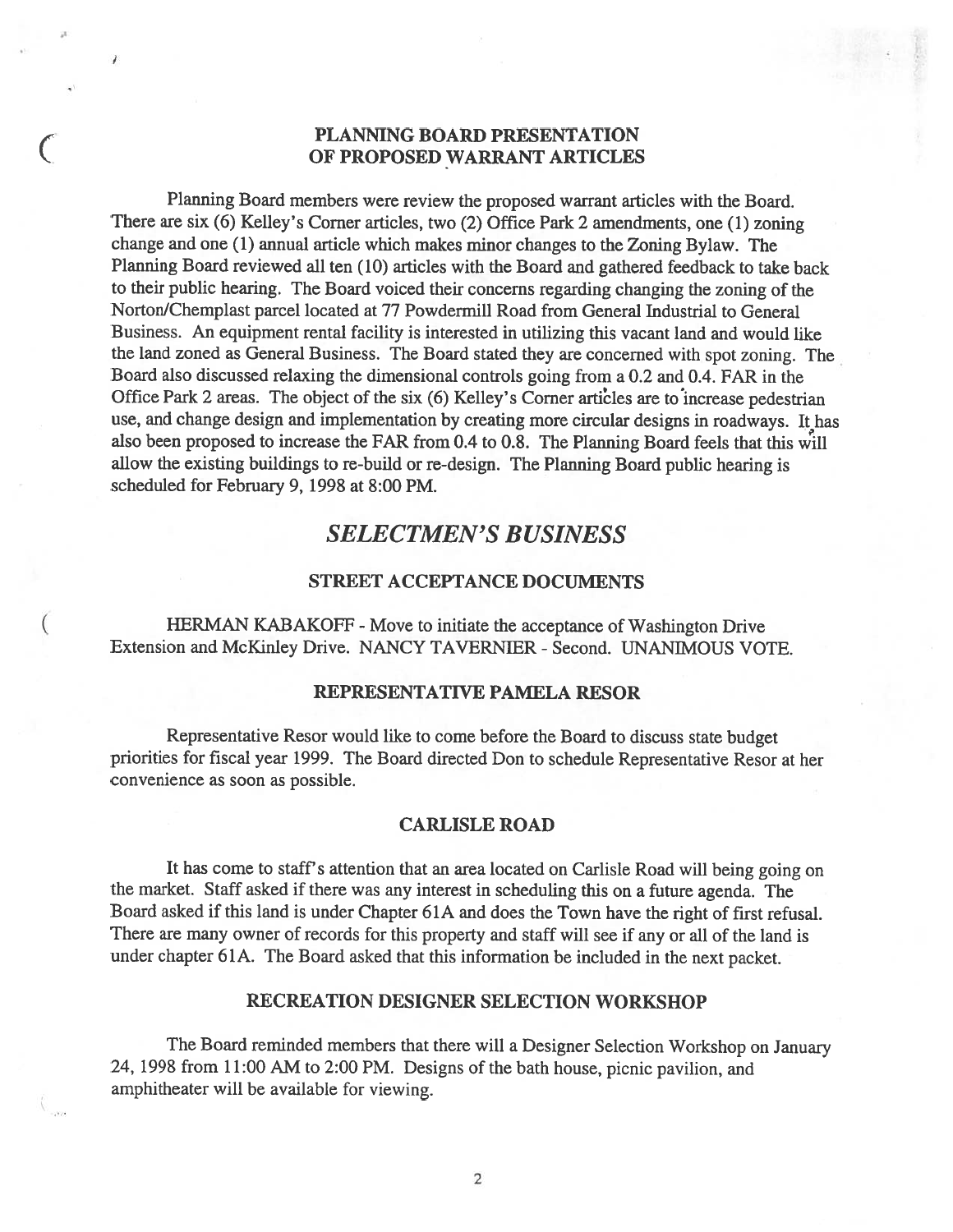### PLANNING BOARD PRESENTATION OF PROPOSED WARRANT ARTICLES

Planning Board members were review the proposed warrant articles with the Board. There are six (6) Kelley's Corner articles, two (2) Office Park 2 amendments, one (1) zoning change and one (1) annual article which makes minor changes to the Zoning Bylaw. The Planning Board reviewed all ten (10) articles with the Board and gathered feedback to take back to their public hearing. The Board voiced their concerns regarding changing the zoning of the Norton/Chemplast parcel located at 77 Powdermill Road from General Industrial to General Business. An equipment rental facility is interested in utilizing this vacant land and would like the land zoned as General Business. The Board stated they are concerned with spot zoning. The Board also discussed relaxing the dimensional controls going from a 0.2 and 0.4. FAR in the Office Park 2 areas. The object of the six (6) Kelley's Corner articles are to increase pedestrian use, and change design and implementation by creating more circular designs in roadways. It has also been proposed to increase the FAR from 0.4 to 0.8. The Planning Board feels that this will allow the existing buildings to re-build or re-design. The Planning Board public hearing is scheduled for February 9, 1998 at 8:00 PM.

## *SELECTMEN'S BUSINESS*

### STREET ACCEPTANCE DOCUMENTS

HERMAN KABAKOFF - Move to initiate the acceptance of Washington Drive Extension and McKinley Drive. NANCY TAVERNIER - Second. UNANIMOUS VOTE.

### REPRESENTATIVE PAMELA RESOR

Representative Resor would like to come before the Board to discuss state budget priorities for fiscal year 1999. The Board directed Don to schedule Representative Resor at her convenience as soon as possible.

### CARLISLE ROAD

It has come to staff's attention that an area located on Carlisle Road will being going on the market. Staff asked if there was any interest in scheduling this on a future agenda. The Board asked if this land is under Chapter 61A and does the Town have the right of first refusal. There are many owner of records for this property and staff will see if any or all of the land is under chapter 61A. The Board asked that this information be included in the next packet.

### RECREATION DESIGNER SELECTION WORKSHOP

The Board reminded members that there will a Designer Selection Workshop on January 24, 1998 from 11:00 AM to 2:00 PM. Designs of the bath house, picnic pavilion, and amphitheater will be available for viewing.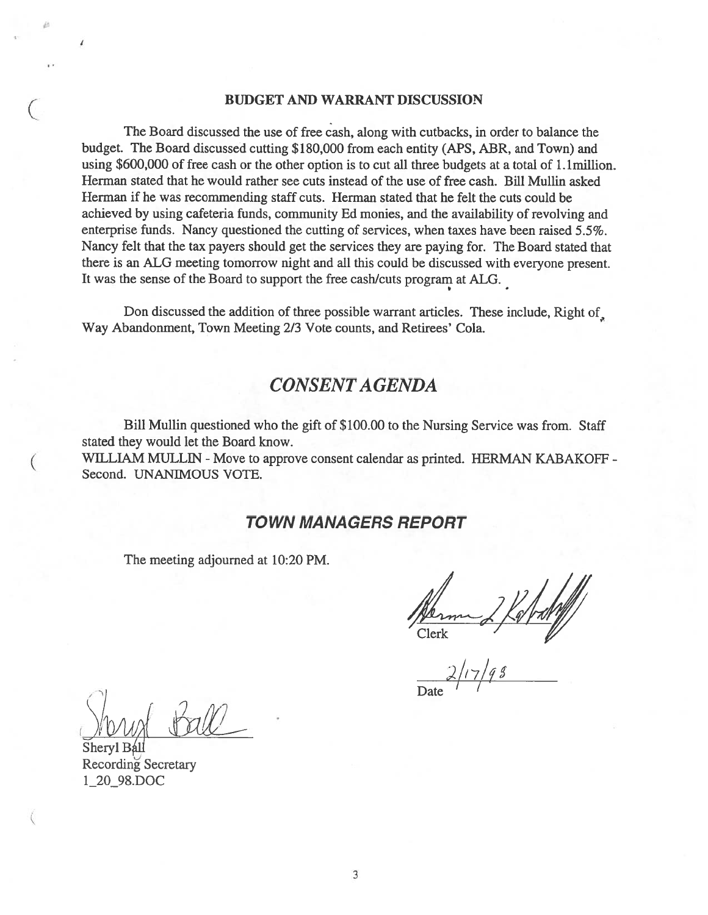## BUDGET AND WARRANT DISCUSSION

The Board discussed the use of free cash, along with cutbacks, in order to balance the budget. The Board discussed cutting $180,000 from each entity (APS, ABR, and Town) and using $600,000 of free cash or the other option is to cut all three budgets at a total of 1.1million. Herman stated that he would rather see cuts instead of the use of free cash. Bill Mullin asked Herman if he was recommending staff cuts. Herman stated that he felt the cuts could be achieved by using cafeteria funds, community Ed monies, and the availability of revolving and enterprise funds. Nancy questioned the cutting of services, when taxes have been raised 5.5%. Nancy felt that the tax payers should get the services they are paying for. The Board stated that there is an ALG meeting tomorrow night and all this could be discussed with everyone present. It was the sense of the Board to support the free cash/cuts program at ALG.

Don discussed the addition of three possible warrant articles. These include, Right of Way Abandonment, Town Meeting 2/3 Vote counts, and Retirees' Cola.

## *CONSENT AGENDA*

Bill Mullin questioned who the gift of $100.00 to the Nursing Service was from. Staff stated they would let the Board know.

WILLIAM MULLIN - Move to approve consent calendar as printed. HERMAN KABAKOFF - Second. UNANIMOUS VOTE.

## *TOWN MANAGERS REPORT*

The meeting adjourned at 10:20 PM.

Clerk

2/17/98
Date

Sheryl Ball
Recording Secretary
1_20_98.DOC